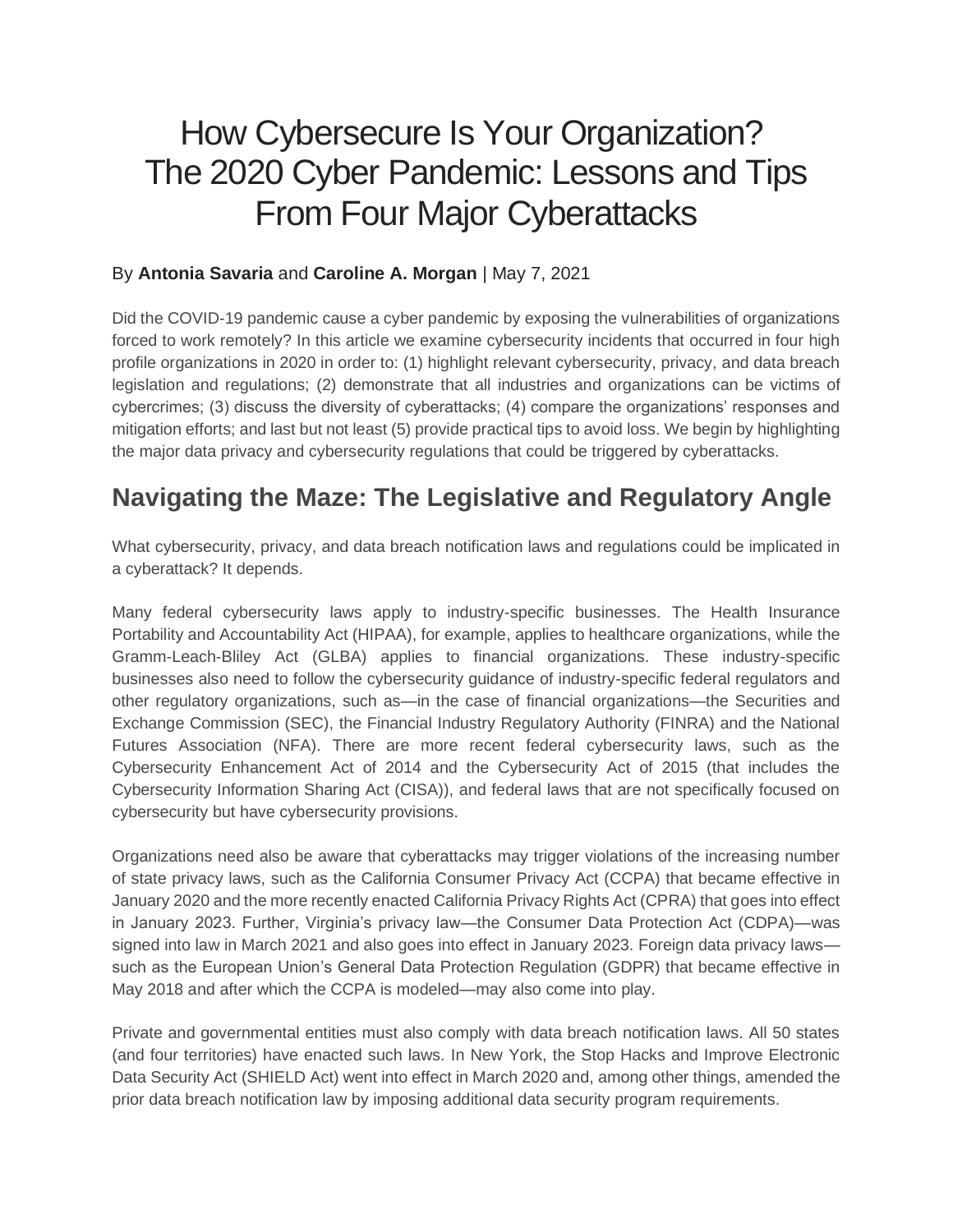# How Cybersecure Is Your Organization? The 2020 Cyber Pandemic: Lessons and Tips From Four Major Cyberattacks

By **Antonia Savaria** and **Caroline A. Morgan** | May 7, 2021

Did the COVID-19 pandemic cause a cyber pandemic by exposing the vulnerabilities of organizations forced to work remotely? In this article we examine cybersecurity incidents that occurred in four high profile organizations in 2020 in order to: (1) highlight relevant cybersecurity, privacy, and data breach legislation and regulations; (2) demonstrate that all industries and organizations can be victims of cybercrimes; (3) discuss the diversity of cyberattacks; (4) compare the organizations' responses and mitigation efforts; and last but not least (5) provide practical tips to avoid loss. We begin by highlighting the major data privacy and cybersecurity regulations that could be triggered by cyberattacks.

## Navigating the Maze: The Legislative and Regulatory Angle

What cybersecurity, privacy, and data breach notification laws and regulations could be implicated in a cyberattack? It depends.

Many federal cybersecurity laws apply to industry-specific businesses. The Health Insurance Portability and Accountability Act (HIPAA), for example, applies to healthcare organizations, while the Gramm-Leach-Bliley Act (GLBA) applies to financial organizations. These industry-specific businesses also need to follow the cybersecurity guidance of industry-specific federal regulators and other regulatory organizations, such as—in the case of financial organizations—the Securities and Exchange Commission (SEC), the Financial Industry Regulatory Authority (FINRA) and the National Futures Association (NFA). There are more recent federal cybersecurity laws, such as the Cybersecurity Enhancement Act of 2014 and the Cybersecurity Act of 2015 (that includes the Cybersecurity Information Sharing Act (CISA)), and federal laws that are not specifically focused on cybersecurity but have cybersecurity provisions.

Organizations need also be aware that cyberattacks may trigger violations of the increasing number of state privacy laws, such as the California Consumer Privacy Act (CCPA) that became effective in January 2020 and the more recently enacted California Privacy Rights Act (CPRA) that goes into effect in January 2023. Further, Virginia's privacy law—the Consumer Data Protection Act (CDPA)—was signed into law in March 2021 and also goes into effect in January 2023. Foreign data privacy laws—such as the European Union's General Data Protection Regulation (GDPR) that became effective in May 2018 and after which the CCPA is modeled—may also come into play.

Private and governmental entities must also comply with data breach notification laws. All 50 states (and four territories) have enacted such laws. In New York, the Stop Hacks and Improve Electronic Data Security Act (SHIELD Act) went into effect in March 2020 and, among other things, amended the prior data breach notification law by imposing additional data security program requirements.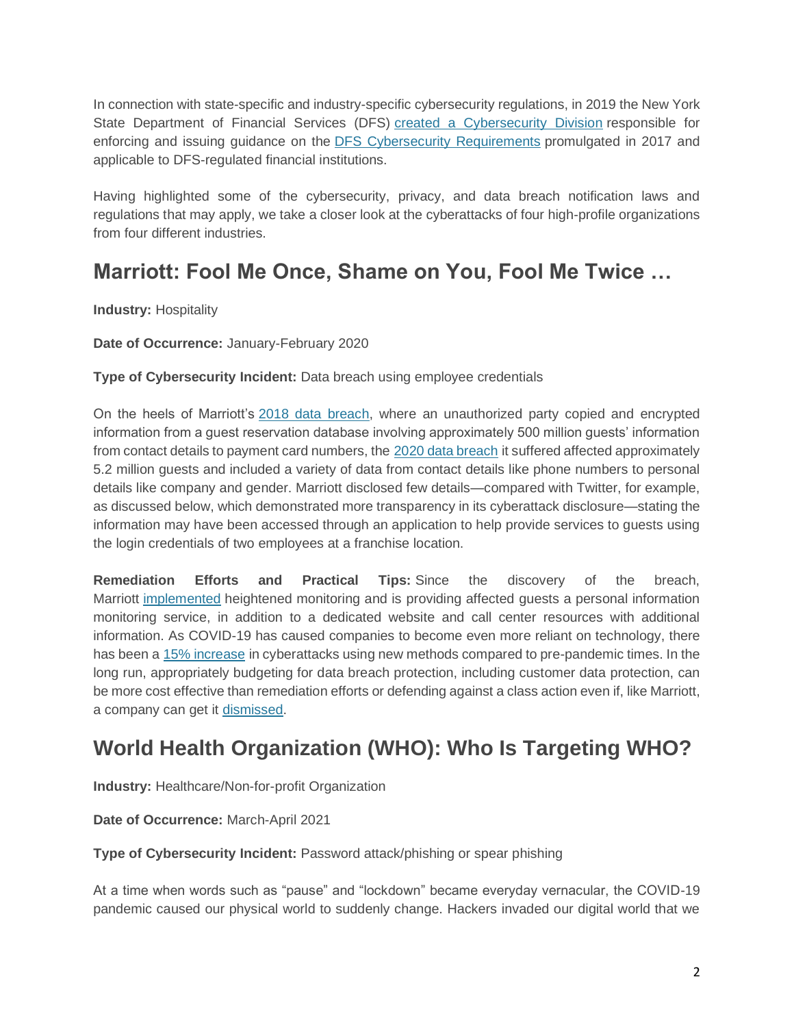In connection with state-specific and industry-specific cybersecurity regulations, in 2019 the New York State Department of Financial Services (DFS) created a Cybersecurity Division responsible for enforcing and issuing guidance on the DFS Cybersecurity Requirements promulgated in 2017 and applicable to DFS-regulated financial institutions.

Having highlighted some of the cybersecurity, privacy, and data breach notification laws and regulations that may apply, we take a closer look at the cyberattacks of four high-profile organizations from four different industries.

## Marriott: Fool Me Once, Shame on You, Fool Me Twice …

**Industry:** Hospitality

**Date of Occurrence:** January-February 2020

**Type of Cybersecurity Incident:** Data breach using employee credentials

On the heels of Marriott's 2018 data breach, where an unauthorized party copied and encrypted information from a guest reservation database involving approximately 500 million guests' information from contact details to payment card numbers, the 2020 data breach it suffered affected approximately 5.2 million guests and included a variety of data from contact details like phone numbers to personal details like company and gender. Marriott disclosed few details—compared with Twitter, for example, as discussed below, which demonstrated more transparency in its cyberattack disclosure—stating the information may have been accessed through an application to help provide services to guests using the login credentials of two employees at a franchise location.

**Remediation Efforts and Practical Tips:** Since the discovery of the breach, Marriott implemented heightened monitoring and is providing affected guests a personal information monitoring service, in addition to a dedicated website and call center resources with additional information. As COVID-19 has caused companies to become even more reliant on technology, there has been a 15% increase in cyberattacks using new methods compared to pre-pandemic times. In the long run, appropriately budgeting for data breach protection, including customer data protection, can be more cost effective than remediation efforts or defending against a class action even if, like Marriott, a company can get it dismissed.

## World Health Organization (WHO): Who Is Targeting WHO?

**Industry:** Healthcare/Non-for-profit Organization

**Date of Occurrence:** March-April 2021

**Type of Cybersecurity Incident:** Password attack/phishing or spear phishing

At a time when words such as "pause" and "lockdown" became everyday vernacular, the COVID-19 pandemic caused our physical world to suddenly change. Hackers invaded our digital world that we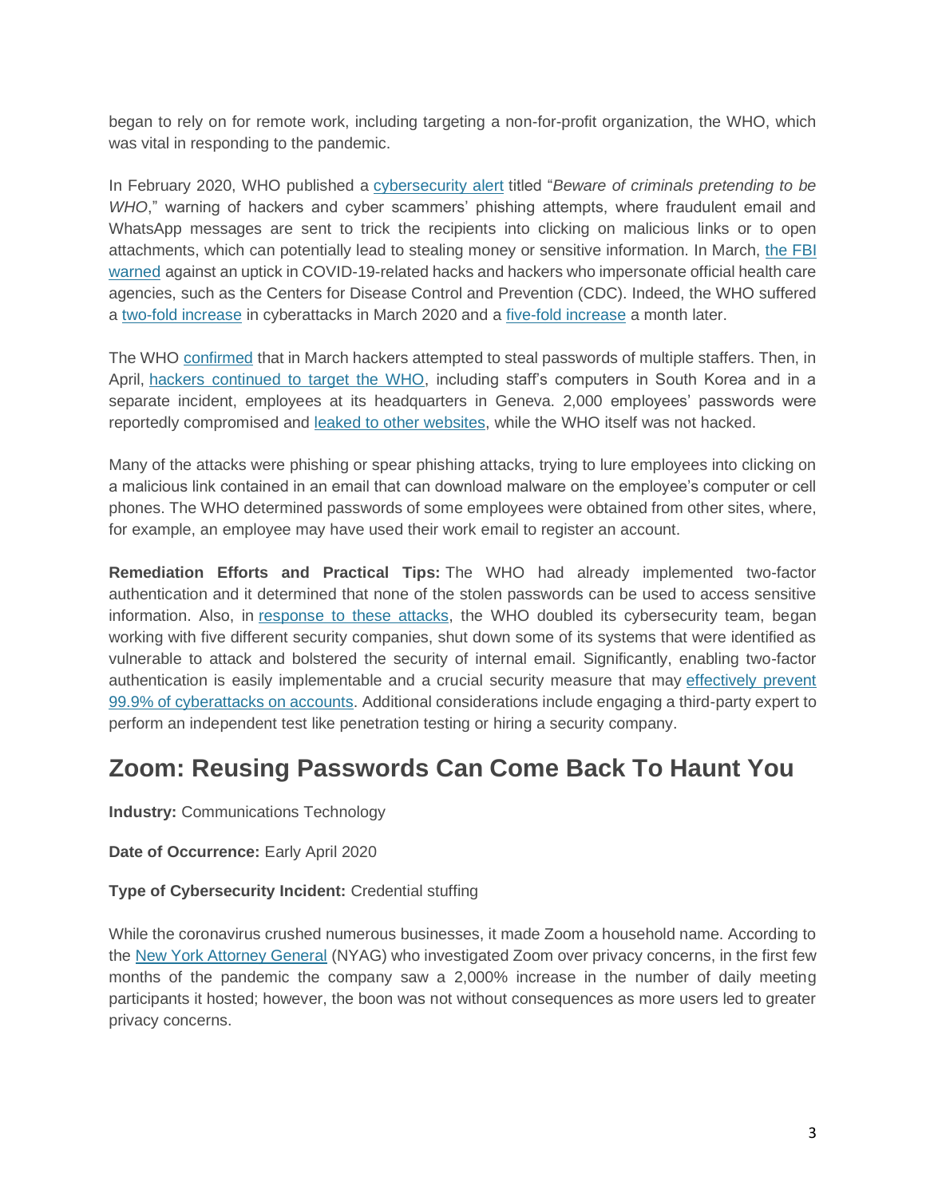began to rely on for remote work, including targeting a non-for-profit organization, the WHO, which was vital in responding to the pandemic.

In February 2020, WHO published a cybersecurity alert titled "*Beware of criminals pretending to be WHO*," warning of hackers and cyber scammers' phishing attempts, where fraudulent email and WhatsApp messages are sent to trick the recipients into clicking on malicious links or to open attachments, which can potentially lead to stealing money or sensitive information. In March, the FBI warned against an uptick in COVID-19-related hacks and hackers who impersonate official health care agencies, such as the Centers for Disease Control and Prevention (CDC). Indeed, the WHO suffered a two-fold increase in cyberattacks in March 2020 and a five-fold increase a month later.

The WHO confirmed that in March hackers attempted to steal passwords of multiple staffers. Then, in April, hackers continued to target the WHO, including staff's computers in South Korea and in a separate incident, employees at its headquarters in Geneva. 2,000 employees' passwords were reportedly compromised and leaked to other websites, while the WHO itself was not hacked.

Many of the attacks were phishing or spear phishing attacks, trying to lure employees into clicking on a malicious link contained in an email that can download malware on the employee's computer or cell phones. The WHO determined passwords of some employees were obtained from other sites, where, for example, an employee may have used their work email to register an account.

**Remediation Efforts and Practical Tips:** The WHO had already implemented two-factor authentication and it determined that none of the stolen passwords can be used to access sensitive information. Also, in response to these attacks, the WHO doubled its cybersecurity team, began working with five different security companies, shut down some of its systems that were identified as vulnerable to attack and bolstered the security of internal email. Significantly, enabling two-factor authentication is easily implementable and a crucial security measure that may effectively prevent 99.9% of cyberattacks on accounts. Additional considerations include engaging a third-party expert to perform an independent test like penetration testing or hiring a security company.

## Zoom: Reusing Passwords Can Come Back To Haunt You

**Industry:** Communications Technology

**Date of Occurrence:** Early April 2020

**Type of Cybersecurity Incident:** Credential stuffing

While the coronavirus crushed numerous businesses, it made Zoom a household name. According to the New York Attorney General (NYAG) who investigated Zoom over privacy concerns, in the first few months of the pandemic the company saw a 2,000% increase in the number of daily meeting participants it hosted; however, the boon was not without consequences as more users led to greater privacy concerns.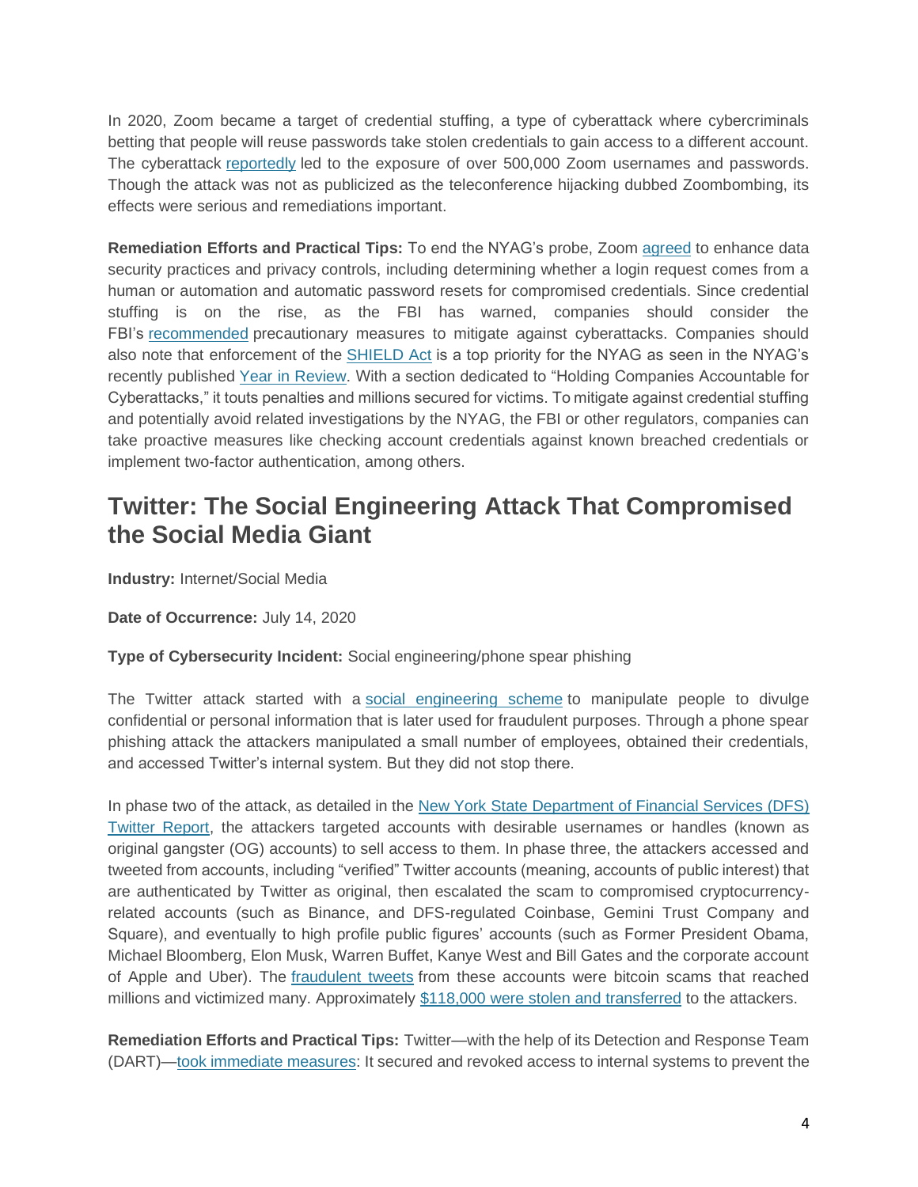In 2020, Zoom became a target of credential stuffing, a type of cyberattack where cybercriminals betting that people will reuse passwords take stolen credentials to gain access to a different account. The cyberattack reportedly led to the exposure of over 500,000 Zoom usernames and passwords. Though the attack was not as publicized as the teleconference hijacking dubbed Zoombombing, its effects were serious and remediations important.

**Remediation Efforts and Practical Tips:** To end the NYAG's probe, Zoom agreed to enhance data security practices and privacy controls, including determining whether a login request comes from a human or automation and automatic password resets for compromised credentials. Since credential stuffing is on the rise, as the FBI has warned, companies should consider the FBI's recommended precautionary measures to mitigate against cyberattacks. Companies should also note that enforcement of the SHIELD Act is a top priority for the NYAG as seen in the NYAG's recently published Year in Review. With a section dedicated to "Holding Companies Accountable for Cyberattacks," it touts penalties and millions secured for victims. To mitigate against credential stuffing and potentially avoid related investigations by the NYAG, the FBI or other regulators, companies can take proactive measures like checking account credentials against known breached credentials or implement two-factor authentication, among others.

## Twitter: The Social Engineering Attack That Compromised the Social Media Giant

**Industry:** Internet/Social Media

**Date of Occurrence:** July 14, 2020

**Type of Cybersecurity Incident:** Social engineering/phone spear phishing

The Twitter attack started with a social engineering scheme to manipulate people to divulge confidential or personal information that is later used for fraudulent purposes. Through a phone spear phishing attack the attackers manipulated a small number of employees, obtained their credentials, and accessed Twitter's internal system. But they did not stop there.

In phase two of the attack, as detailed in the New York State Department of Financial Services (DFS) Twitter Report, the attackers targeted accounts with desirable usernames or handles (known as original gangster (OG) accounts) to sell access to them. In phase three, the attackers accessed and tweeted from accounts, including "verified" Twitter accounts (meaning, accounts of public interest) that are authenticated by Twitter as original, then escalated the scam to compromised cryptocurrency-related accounts (such as Binance, and DFS-regulated Coinbase, Gemini Trust Company and Square), and eventually to high profile public figures' accounts (such as Former President Obama, Michael Bloomberg, Elon Musk, Warren Buffet, Kanye West and Bill Gates and the corporate account of Apple and Uber). The fraudulent tweets from these accounts were bitcoin scams that reached millions and victimized many. Approximately $118,000 were stolen and transferred to the attackers.

**Remediation Efforts and Practical Tips:** Twitter—with the help of its Detection and Response Team (DART)—took immediate measures: It secured and revoked access to internal systems to prevent the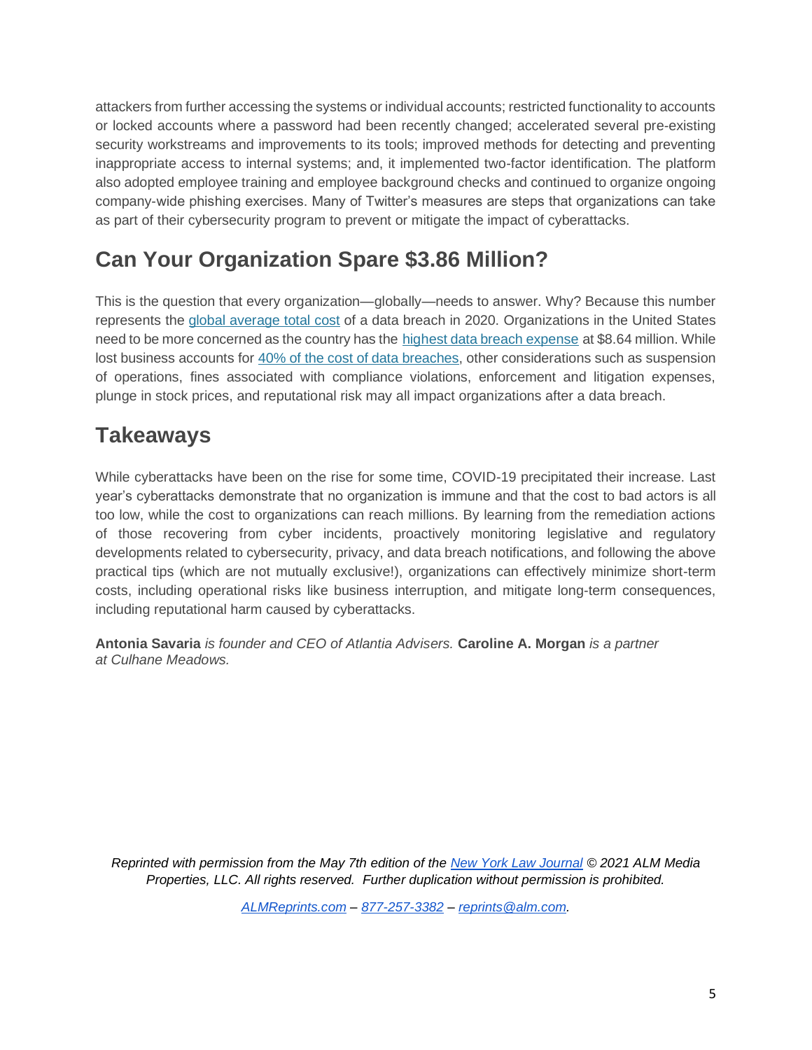attackers from further accessing the systems or individual accounts; restricted functionality to accounts or locked accounts where a password had been recently changed; accelerated several pre-existing security workstreams and improvements to its tools; improved methods for detecting and preventing inappropriate access to internal systems; and, it implemented two-factor identification. The platform also adopted employee training and employee background checks and continued to organize ongoing company-wide phishing exercises. Many of Twitter's measures are steps that organizations can take as part of their cybersecurity program to prevent or mitigate the impact of cyberattacks.

## Can Your Organization Spare $3.86 Million?

This is the question that every organization—globally—needs to answer. Why? Because this number represents the global average total cost of a data breach in 2020. Organizations in the United States need to be more concerned as the country has the highest data breach expense at $8.64 million. While lost business accounts for 40% of the cost of data breaches, other considerations such as suspension of operations, fines associated with compliance violations, enforcement and litigation expenses, plunge in stock prices, and reputational risk may all impact organizations after a data breach.

## Takeaways

While cyberattacks have been on the rise for some time, COVID-19 precipitated their increase. Last year's cyberattacks demonstrate that no organization is immune and that the cost to bad actors is all too low, while the cost to organizations can reach millions. By learning from the remediation actions of those recovering from cyber incidents, proactively monitoring legislative and regulatory developments related to cybersecurity, privacy, and data breach notifications, and following the above practical tips (which are not mutually exclusive!), organizations can effectively minimize short-term costs, including operational risks like business interruption, and mitigate long-term consequences, including reputational harm caused by cyberattacks.

**Antonia Savaria** *is founder and CEO of Atlantia Advisers.* **Caroline A. Morgan** *is a partner at Culhane Meadows.*

*Reprinted with permission from the May 7th edition of the New York Law Journal © 2021 ALM Media Properties, LLC. All rights reserved. Further duplication without permission is prohibited.*

*ALMReprints.com – 877-257-3382 – reprints@alm.com.*